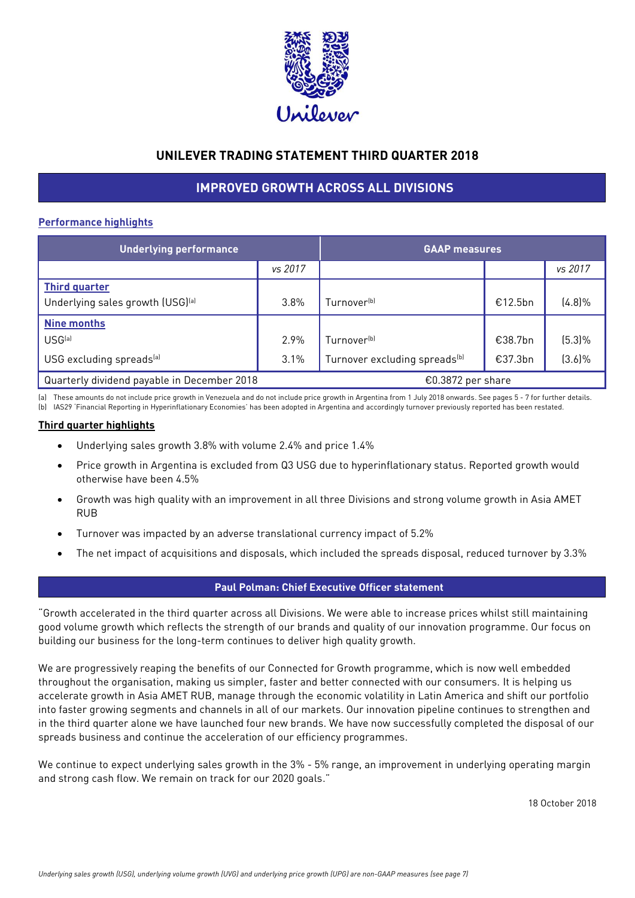# UNILEVER TRADING STATEMENT THIRD QUARTER 2018

## IMPROVED GROWTH ACROSS ALL DIVISIONS

### Performance highlights

| Underlying performance | | GAAP measures | | |
|---|---|---|---|---|
| | vs 2017 | | | vs 2017 |
| **Third quarter** | | | | |
| Underlying sales growth (USG)[a] | 3.8% | Turnover[b] | €12.5bn | (4.8)% |
| **Nine months** | | | | |
| USG[a] | 2.9% | Turnover[b] | €38.7bn | (5.3)% |
| USG excluding spreads[a] | 3.1% | Turnover excluding spreads[b] | €37.3bn | (3.6)% |
| Quarterly dividend payable in December 2018 | | €0.3872 per share | | |

(a) These amounts do not include price growth in Venezuela and do not include price growth in Argentina from 1 July 2018 onwards. See pages 5 - 7 for further details.
(b) IAS29 'Financial Reporting in Hyperinflationary Economies' has been adopted in Argentina and accordingly turnover previously reported has been restated.

### Third quarter highlights

- Underlying sales growth 3.8% with volume 2.4% and price 1.4%
- Price growth in Argentina is excluded from Q3 USG due to hyperinflationary status. Reported growth would otherwise have been 4.5%
- Growth was high quality with an improvement in all three Divisions and strong volume growth in Asia AMET RUB
- Turnover was impacted by an adverse translational currency impact of 5.2%
- The net impact of acquisitions and disposals, which included the spreads disposal, reduced turnover by 3.3%

## Paul Polman: Chief Executive Officer statement

"Growth accelerated in the third quarter across all Divisions. We were able to increase prices whilst still maintaining good volume growth which reflects the strength of our brands and quality of our innovation programme. Our focus on building our business for the long-term continues to deliver high quality growth.

We are progressively reaping the benefits of our Connected for Growth programme, which is now well embedded throughout the organisation, making us simpler, faster and better connected with our consumers. It is helping us accelerate growth in Asia AMET RUB, manage through the economic volatility in Latin America and shift our portfolio into faster growing segments and channels in all of our markets. Our innovation pipeline continues to strengthen and in the third quarter alone we have launched four new brands. We have now successfully completed the disposal of our spreads business and continue the acceleration of our efficiency programmes.

We continue to expect underlying sales growth in the 3% - 5% range, an improvement in underlying operating margin and strong cash flow. We remain on track for our 2020 goals."

18 October 2018

*Underlying sales growth (USG), underlying volume growth (UVG) and underlying price growth (UPG) are non-GAAP measures (see page 7)*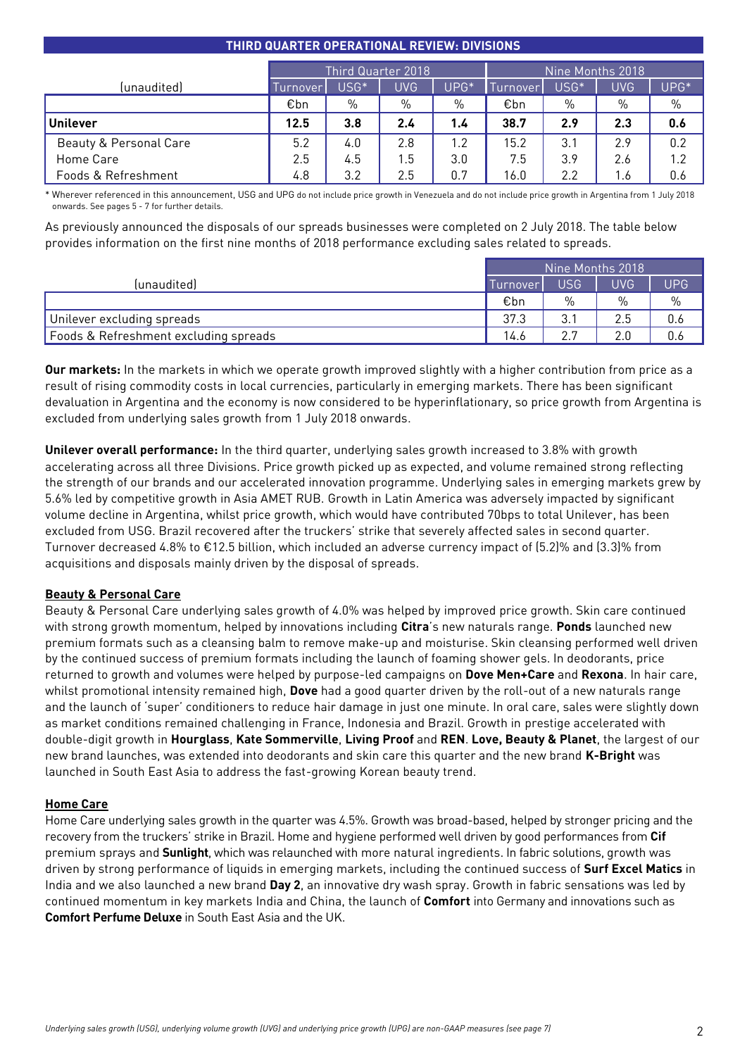## THIRD QUARTER OPERATIONAL REVIEW: DIVISIONS

| (unaudited) | Third Quarter 2018 | | | | Nine Months 2018 | | | |
|---|---|---|---|---|---|---|---|---|
| | Turnover | USG* | UVG | UPG* | Turnover | USG* | UVG | UPG* |
| | €bn | % | % | % | €bn | % | % | % |
| **Unilever** | **12.5** | **3.8** | **2.4** | **1.4** | **38.7** | **2.9** | **2.3** | **0.6** |
| Beauty & Personal Care | 5.2 | 4.0 | 2.8 | 1.2 | 15.2 | 3.1 | 2.9 | 0.2 |
| Home Care | 2.5 | 4.5 | 1.5 | 3.0 | 7.5 | 3.9 | 2.6 | 1.2 |
| Foods & Refreshment | 4.8 | 3.2 | 2.5 | 0.7 | 16.0 | 2.2 | 1.6 | 0.6 |

\* Wherever referenced in this announcement, USG and UPG do not include price growth in Venezuela and do not include price growth in Argentina from 1 July 2018 onwards. See pages 5 - 7 for further details.

As previously announced the disposals of our spreads businesses were completed on 2 July 2018. The table below provides information on the first nine months of 2018 performance excluding sales related to spreads.

| (unaudited) | Nine Months 2018 | | | |
|---|---|---|---|---|
| | Turnover | USG | UVG | UPG |
| | €bn | % | % | % |
| Unilever excluding spreads | 37.3 | 3.1 | 2.5 | 0.6 |
| Foods & Refreshment excluding spreads | 14.6 | 2.7 | 2.0 | 0.6 |

**Our markets:** In the markets in which we operate growth improved slightly with a higher contribution from price as a result of rising commodity costs in local currencies, particularly in emerging markets. There has been significant devaluation in Argentina and the economy is now considered to be hyperinflationary, so price growth from Argentina is excluded from underlying sales growth from 1 July 2018 onwards.

**Unilever overall performance:** In the third quarter, underlying sales growth increased to 3.8% with growth accelerating across all three Divisions. Price growth picked up as expected, and volume remained strong reflecting the strength of our brands and our accelerated innovation programme. Underlying sales in emerging markets grew by 5.6% led by competitive growth in Asia AMET RUB. Growth in Latin America was adversely impacted by significant volume decline in Argentina, whilst price growth, which would have contributed 70bps to total Unilever, has been excluded from USG. Brazil recovered after the truckers' strike that severely affected sales in second quarter. Turnover decreased 4.8% to €12.5 billion, which included an adverse currency impact of (5.2)% and (3.3)% from acquisitions and disposals mainly driven by the disposal of spreads.

### Beauty & Personal Care

Beauty & Personal Care underlying sales growth of 4.0% was helped by improved price growth. Skin care continued with strong growth momentum, helped by innovations including **Citra**'s new naturals range. **Ponds** launched new premium formats such as a cleansing balm to remove make-up and moisturise. Skin cleansing performed well driven by the continued success of premium formats including the launch of foaming shower gels. In deodorants, price returned to growth and volumes were helped by purpose-led campaigns on **Dove Men+Care** and **Rexona**. In hair care, whilst promotional intensity remained high, **Dove** had a good quarter driven by the roll-out of a new naturals range and the launch of 'super' conditioners to reduce hair damage in just one minute. In oral care, sales were slightly down as market conditions remained challenging in France, Indonesia and Brazil. Growth in prestige accelerated with double-digit growth in **Hourglass**, **Kate Sommerville**, **Living Proof** and **REN**. **Love, Beauty & Planet**, the largest of our new brand launches, was extended into deodorants and skin care this quarter and the new brand **K-Bright** was launched in South East Asia to address the fast-growing Korean beauty trend.

### Home Care

Home Care underlying sales growth in the quarter was 4.5%. Growth was broad-based, helped by stronger pricing and the recovery from the truckers' strike in Brazil. Home and hygiene performed well driven by good performances from **Cif** premium sprays and **Sunlight**, which was relaunched with more natural ingredients. In fabric solutions, growth was driven by strong performance of liquids in emerging markets, including the continued success of **Surf Excel Matics** in India and we also launched a new brand **Day 2**, an innovative dry wash spray. Growth in fabric sensations was led by continued momentum in key markets India and China, the launch of **Comfort** into Germany and innovations such as **Comfort Perfume Deluxe** in South East Asia and the UK.

*Underlying sales growth (USG), underlying volume growth (UVG) and underlying price growth (UPG) are non-GAAP measures (see page 7)*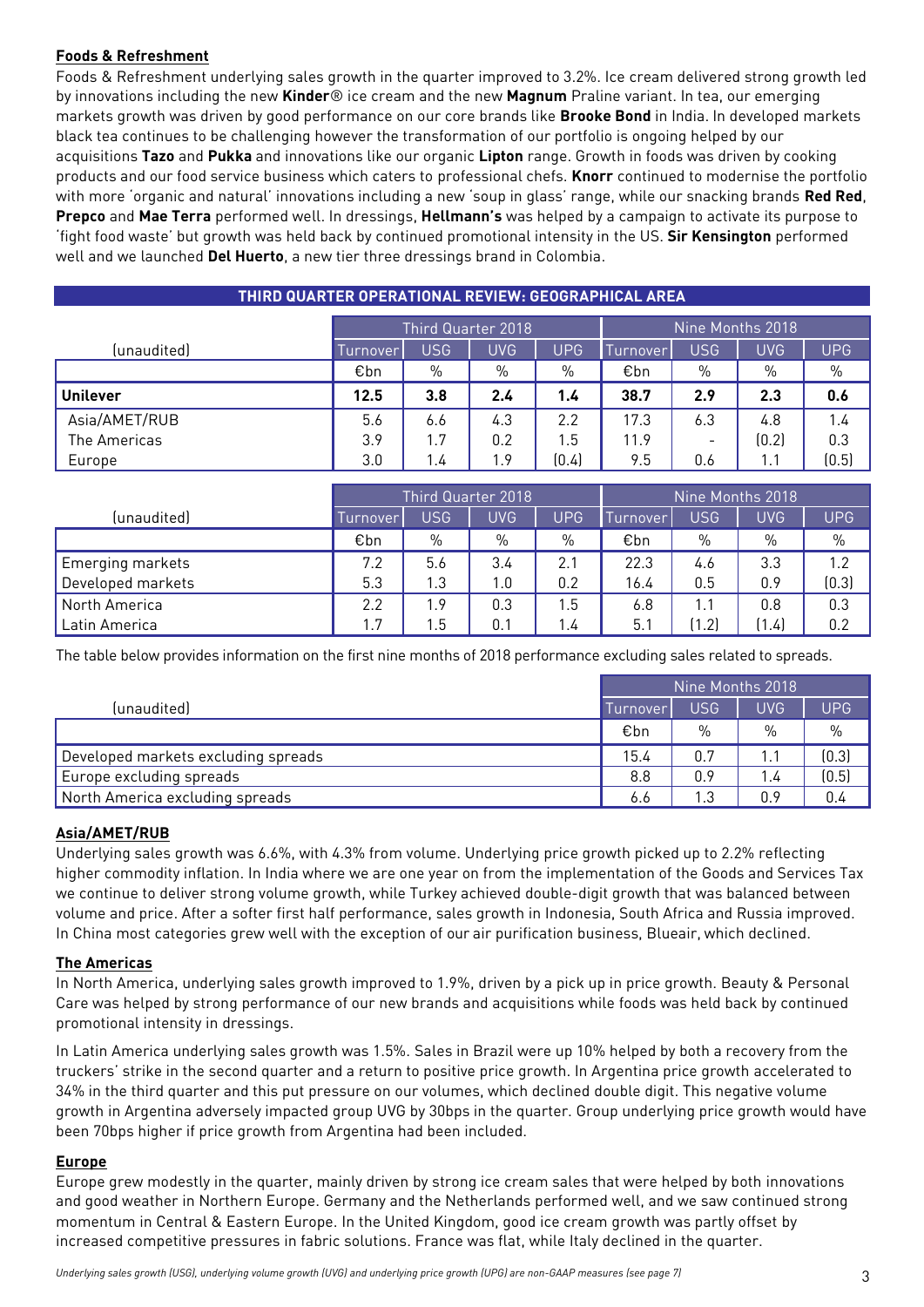**Foods & Refreshment**

Foods & Refreshment underlying sales growth in the quarter improved to 3.2%. Ice cream delivered strong growth led by innovations including the new **Kinder**® ice cream and the new **Magnum** Praline variant. In tea, our emerging markets growth was driven by good performance on our core brands like **Brooke Bond** in India. In developed markets black tea continues to be challenging however the transformation of our portfolio is ongoing helped by our acquisitions **Tazo** and **Pukka** and innovations like our organic **Lipton** range. Growth in foods was driven by cooking products and our food service business which caters to professional chefs. **Knorr** continued to modernise the portfolio with more 'organic and natural' innovations including a new 'soup in glass' range, while our snacking brands **Red Red**, **Prepco** and **Mae Terra** performed well. In dressings, **Hellmann's** was helped by a campaign to activate its purpose to 'fight food waste' but growth was held back by continued promotional intensity in the US. **Sir Kensington** performed well and we launched **Del Huerto**, a new tier three dressings brand in Colombia.

## THIRD QUARTER OPERATIONAL REVIEW: GEOGRAPHICAL AREA

| (unaudited) | Third Quarter 2018 | | | | Nine Months 2018 | | | |
|---|---|---|---|---|---|---|---|---|
| | Turnover | USG | UVG | UPG | Turnover | USG | UVG | UPG |
| | €bn | % | % | % | €bn | % | % | % |
| **Unilever** | **12.5** | **3.8** | **2.4** | **1.4** | **38.7** | **2.9** | **2.3** | **0.6** |
| Asia/AMET/RUB | 5.6 | 6.6 | 4.3 | 2.2 | 17.3 | 6.3 | 4.8 | 1.4 |
| The Americas | 3.9 | 1.7 | 0.2 | 1.5 | 11.9 | - | (0.2) | 0.3 |
| Europe | 3.0 | 1.4 | 1.9 | (0.4) | 9.5 | 0.6 | 1.1 | (0.5) |

| (unaudited) | Third Quarter 2018 | | | | Nine Months 2018 | | | |
|---|---|---|---|---|---|---|---|---|
| | Turnover | USG | UVG | UPG | Turnover | USG | UVG | UPG |
| | €bn | % | % | % | €bn | % | % | % |
| Emerging markets | 7.2 | 5.6 | 3.4 | 2.1 | 22.3 | 4.6 | 3.3 | 1.2 |
| Developed markets | 5.3 | 1.3 | 1.0 | 0.2 | 16.4 | 0.5 | 0.9 | (0.3) |
| North America | 2.2 | 1.9 | 0.3 | 1.5 | 6.8 | 1.1 | 0.8 | 0.3 |
| Latin America | 1.7 | 1.5 | 0.1 | 1.4 | 5.1 | (1.2) | (1.4) | 0.2 |

The table below provides information on the first nine months of 2018 performance excluding sales related to spreads.

| (unaudited) | Nine Months 2018 | | | |
|---|---|---|---|---|
| | Turnover | USG | UVG | UPG |
| | €bn | % | % | % |
| Developed markets excluding spreads | 15.4 | 0.7 | 1.1 | (0.3) |
| Europe excluding spreads | 8.8 | 0.9 | 1.4 | (0.5) |
| North America excluding spreads | 6.6 | 1.3 | 0.9 | 0.4 |

**Asia/AMET/RUB**

Underlying sales growth was 6.6%, with 4.3% from volume. Underlying price growth picked up to 2.2% reflecting higher commodity inflation. In India where we are one year on from the implementation of the Goods and Services Tax we continue to deliver strong volume growth, while Turkey achieved double-digit growth that was balanced between volume and price. After a softer first half performance, sales growth in Indonesia, South Africa and Russia improved. In China most categories grew well with the exception of our air purification business, Blueair, which declined.

**The Americas**

In North America, underlying sales growth improved to 1.9%, driven by a pick up in price growth. Beauty & Personal Care was helped by strong performance of our new brands and acquisitions while foods was held back by continued promotional intensity in dressings.

In Latin America underlying sales growth was 1.5%. Sales in Brazil were up 10% helped by both a recovery from the truckers' strike in the second quarter and a return to positive price growth. In Argentina price growth accelerated to 34% in the third quarter and this put pressure on our volumes, which declined double digit. This negative volume growth in Argentina adversely impacted group UVG by 30bps in the quarter. Group underlying price growth would have been 70bps higher if price growth from Argentina had been included.

**Europe**

Europe grew modestly in the quarter, mainly driven by strong ice cream sales that were helped by both innovations and good weather in Northern Europe. Germany and the Netherlands performed well, and we saw continued strong momentum in Central & Eastern Europe. In the United Kingdom, good ice cream growth was partly offset by increased competitive pressures in fabric solutions. France was flat, while Italy declined in the quarter.

*Underlying sales growth (USG), underlying volume growth (UVG) and underlying price growth (UPG) are non-GAAP measures (see page 7)*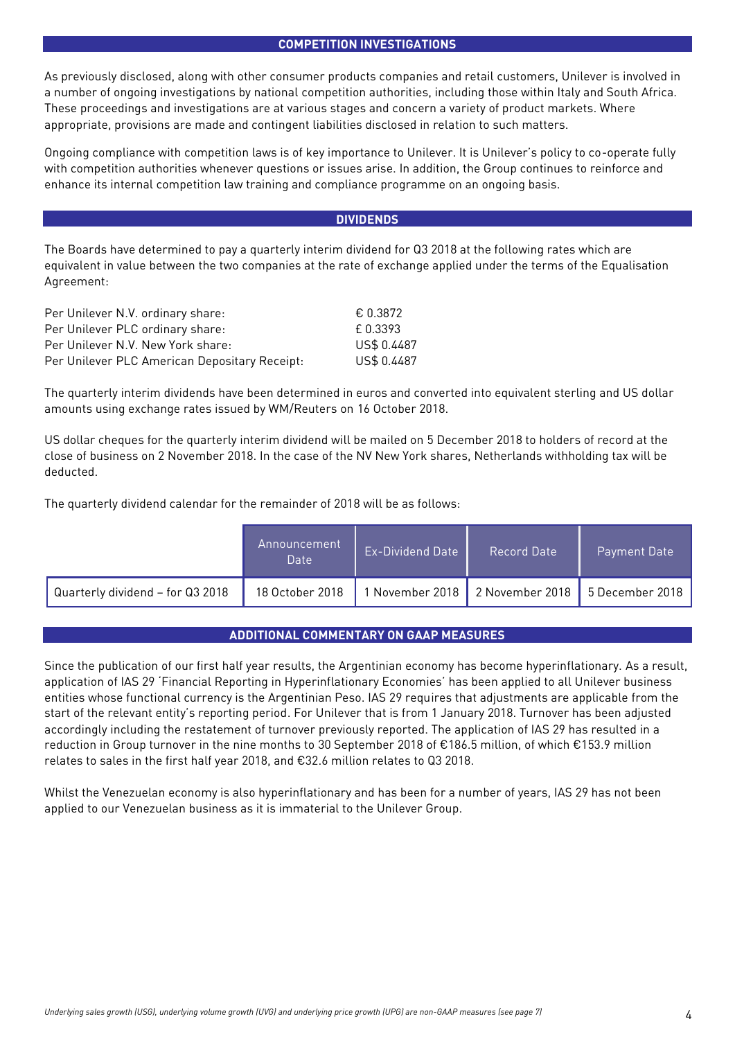## COMPETITION INVESTIGATIONS

As previously disclosed, along with other consumer products companies and retail customers, Unilever is involved in a number of ongoing investigations by national competition authorities, including those within Italy and South Africa. These proceedings and investigations are at various stages and concern a variety of product markets. Where appropriate, provisions are made and contingent liabilities disclosed in relation to such matters.

Ongoing compliance with competition laws is of key importance to Unilever. It is Unilever's policy to co-operate fully with competition authorities whenever questions or issues arise. In addition, the Group continues to reinforce and enhance its internal competition law training and compliance programme on an ongoing basis.

## DIVIDENDS

The Boards have determined to pay a quarterly interim dividend for Q3 2018 at the following rates which are equivalent in value between the two companies at the rate of exchange applied under the terms of the Equalisation Agreement:

| | |
|---|---|
| Per Unilever N.V. ordinary share: | € 0.3872 |
| Per Unilever PLC ordinary share: | £ 0.3393 |
| Per Unilever N.V. New York share: | US$ 0.4487 |
| Per Unilever PLC American Depositary Receipt: | US$ 0.4487 |

The quarterly interim dividends have been determined in euros and converted into equivalent sterling and US dollar amounts using exchange rates issued by WM/Reuters on 16 October 2018.

US dollar cheques for the quarterly interim dividend will be mailed on 5 December 2018 to holders of record at the close of business on 2 November 2018. In the case of the NV New York shares, Netherlands withholding tax will be deducted.

The quarterly dividend calendar for the remainder of 2018 will be as follows:

| | Announcement Date | Ex-Dividend Date | Record Date | Payment Date |
|---|---|---|---|---|
| Quarterly dividend – for Q3 2018 | 18 October 2018 | 1 November 2018 | 2 November 2018 | 5 December 2018 |

## ADDITIONAL COMMENTARY ON GAAP MEASURES

Since the publication of our first half year results, the Argentinian economy has become hyperinflationary. As a result, application of IAS 29 'Financial Reporting in Hyperinflationary Economies' has been applied to all Unilever business entities whose functional currency is the Argentinian Peso. IAS 29 requires that adjustments are applicable from the start of the relevant entity's reporting period. For Unilever that is from 1 January 2018. Turnover has been adjusted accordingly including the restatement of turnover previously reported. The application of IAS 29 has resulted in a reduction in Group turnover in the nine months to 30 September 2018 of €186.5 million, of which €153.9 million relates to sales in the first half year 2018, and €32.6 million relates to Q3 2018.

Whilst the Venezuelan economy is also hyperinflationary and has been for a number of years, IAS 29 has not been applied to our Venezuelan business as it is immaterial to the Unilever Group.

*Underlying sales growth (USG), underlying volume growth (UVG) and underlying price growth (UPG) are non-GAAP measures (see page 7)*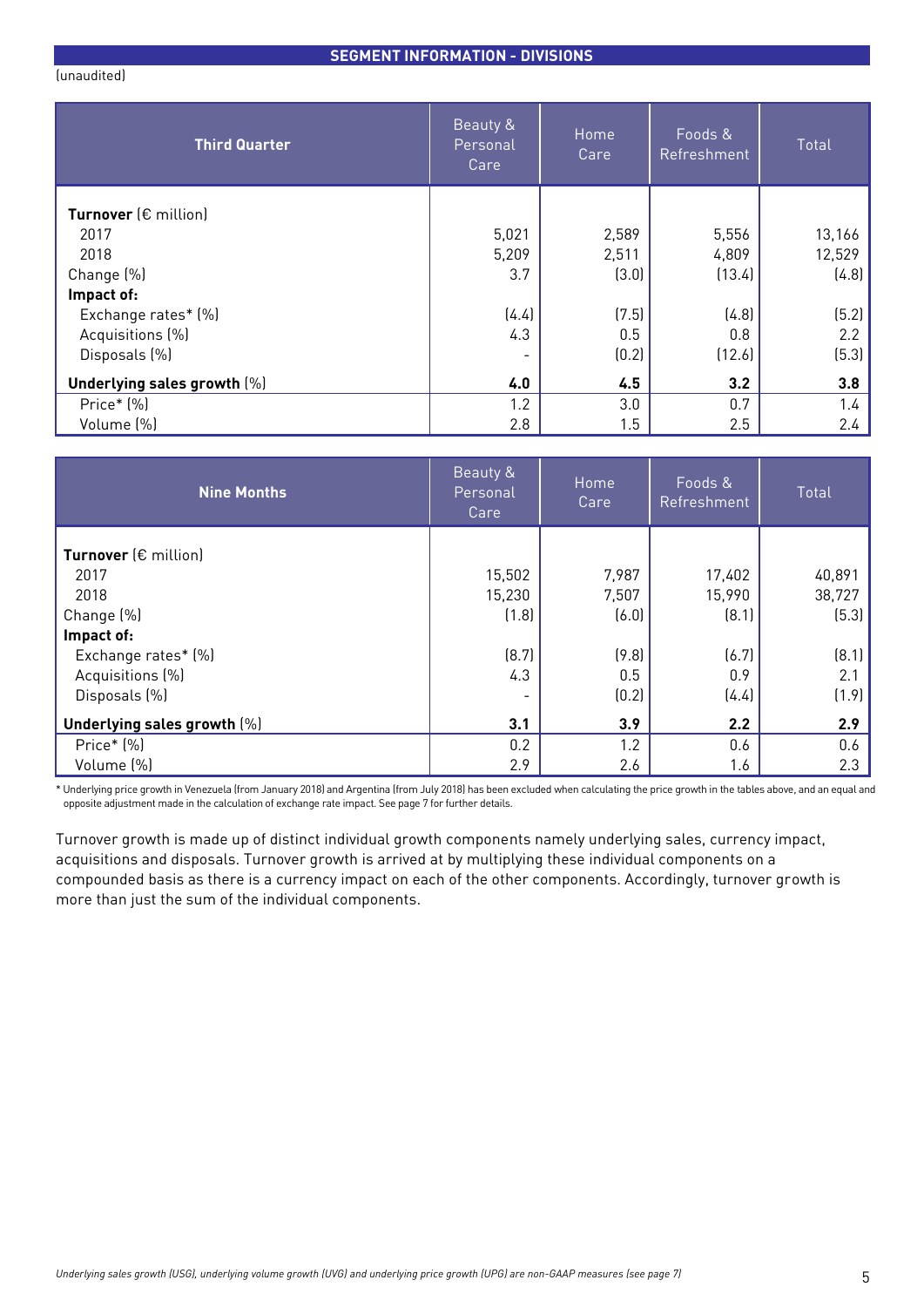## SEGMENT INFORMATION - DIVISIONS

(unaudited)

| Third Quarter | Beauty & Personal Care | Home Care | Foods & Refreshment | Total |
|---|---|---|---|---|
| **Turnover** (€ million) | | | | |
| 2017 | 5,021 | 2,589 | 5,556 | 13,166 |
| 2018 | 5,209 | 2,511 | 4,809 | 12,529 |
| Change (%) | 3.7 | (3.0) | (13.4) | (4.8) |
| **Impact of:** | | | | |
| Exchange rates* (%) | (4.4) | (7.5) | (4.8) | (5.2) |
| Acquisitions (%) | 4.3 | 0.5 | 0.8 | 2.2 |
| Disposals (%) | - | (0.2) | (12.6) | (5.3) |
| **Underlying sales growth** (%) | **4.0** | **4.5** | **3.2** | **3.8** |
| Price* (%) | 1.2 | 3.0 | 0.7 | 1.4 |
| Volume (%) | 2.8 | 1.5 | 2.5 | 2.4 |

| Nine Months | Beauty & Personal Care | Home Care | Foods & Refreshment | Total |
|---|---|---|---|---|
| **Turnover** (€ million) | | | | |
| 2017 | 15,502 | 7,987 | 17,402 | 40,891 |
| 2018 | 15,230 | 7,507 | 15,990 | 38,727 |
| Change (%) | (1.8) | (6.0) | (8.1) | (5.3) |
| **Impact of:** | | | | |
| Exchange rates* (%) | (8.7) | (9.8) | (6.7) | (8.1) |
| Acquisitions (%) | 4.3 | 0.5 | 0.9 | 2.1 |
| Disposals (%) | - | (0.2) | (4.4) | (1.9) |
| **Underlying sales growth** (%) | **3.1** | **3.9** | **2.2** | **2.9** |
| Price* (%) | 0.2 | 1.2 | 0.6 | 0.6 |
| Volume (%) | 2.9 | 2.6 | 1.6 | 2.3 |

* Underlying price growth in Venezuela (from January 2018) and Argentina (from July 2018) has been excluded when calculating the price growth in the tables above, and an equal and opposite adjustment made in the calculation of exchange rate impact. See page 7 for further details.

Turnover growth is made up of distinct individual growth components namely underlying sales, currency impact, acquisitions and disposals. Turnover growth is arrived at by multiplying these individual components on a compounded basis as there is a currency impact on each of the other components. Accordingly, turnover growth is more than just the sum of the individual components.

*Underlying sales growth (USG), underlying volume growth (UVG) and underlying price growth (UPG) are non-GAAP measures (see page 7)*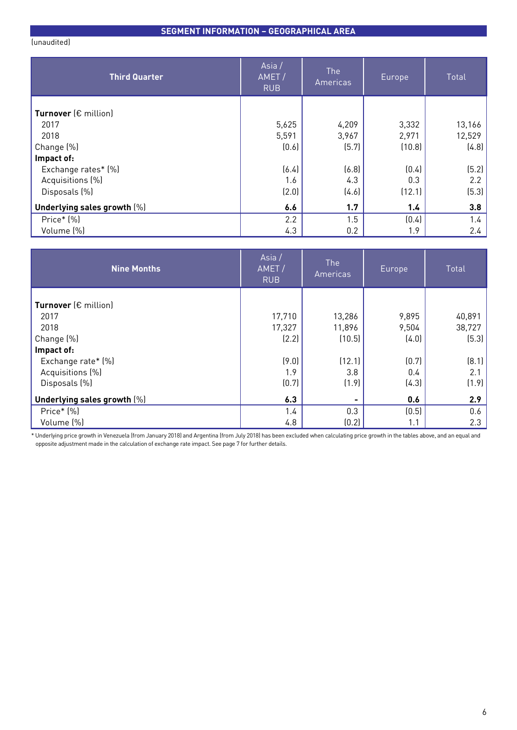## SEGMENT INFORMATION – GEOGRAPHICAL AREA

(unaudited)

| Third Quarter | Asia / AMET / RUB | The Americas | Europe | Total |
|---|---|---|---|---|
| **Turnover** (€ million) | | | | |
| 2017 | 5,625 | 4,209 | 3,332 | 13,166 |
| 2018 | 5,591 | 3,967 | 2,971 | 12,529 |
| Change (%) | (0.6) | (5.7) | (10.8) | (4.8) |
| **Impact of:** | | | | |
| Exchange rates* (%) | (6.4) | (6.8) | (0.4) | (5.2) |
| Acquisitions (%) | 1.6 | 4.3 | 0.3 | 2.2 |
| Disposals (%) | (2.0) | (4.6) | (12.1) | (5.3) |
| **Underlying sales growth** (%) | **6.6** | **1.7** | **1.4** | **3.8** |
| Price* (%) | 2.2 | 1.5 | (0.4) | 1.4 |
| Volume (%) | 4.3 | 0.2 | 1.9 | 2.4 |

| Nine Months | Asia / AMET / RUB | The Americas | Europe | Total |
|---|---|---|---|---|
| **Turnover** (€ million) | | | | |
| 2017 | 17,710 | 13,286 | 9,895 | 40,891 |
| 2018 | 17,327 | 11,896 | 9,504 | 38,727 |
| Change (%) | (2.2) | (10.5) | (4.0) | (5.3) |
| **Impact of:** | | | | |
| Exchange rate* (%) | (9.0) | (12.1) | (0.7) | (8.1) |
| Acquisitions (%) | 1.9 | 3.8 | 0.4 | 2.1 |
| Disposals (%) | (0.7) | (1.9) | (4.3) | (1.9) |
| **Underlying sales growth** (%) | **6.3** | **-** | **0.6** | **2.9** |
| Price* (%) | 1.4 | 0.3 | (0.5) | 0.6 |
| Volume (%) | 4.8 | (0.2) | 1.1 | 2.3 |

* Underlying price growth in Venezuela (from January 2018) and Argentina (from July 2018) has been excluded when calculating price growth in the tables above, and an equal and opposite adjustment made in the calculation of exchange rate impact. See page 7 for further details.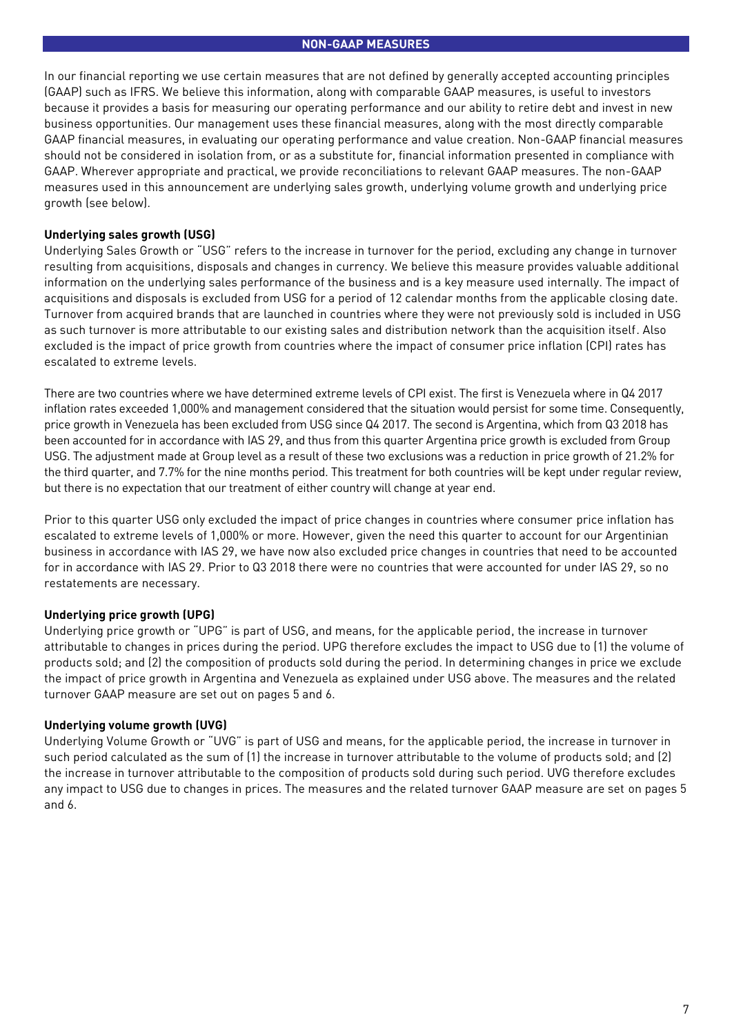## NON-GAAP MEASURES

In our financial reporting we use certain measures that are not defined by generally accepted accounting principles (GAAP) such as IFRS. We believe this information, along with comparable GAAP measures, is useful to investors because it provides a basis for measuring our operating performance and our ability to retire debt and invest in new business opportunities. Our management uses these financial measures, along with the most directly comparable GAAP financial measures, in evaluating our operating performance and value creation. Non-GAAP financial measures should not be considered in isolation from, or as a substitute for, financial information presented in compliance with GAAP. Wherever appropriate and practical, we provide reconciliations to relevant GAAP measures. The non-GAAP measures used in this announcement are underlying sales growth, underlying volume growth and underlying price growth (see below).

**Underlying sales growth (USG)**

Underlying Sales Growth or "USG" refers to the increase in turnover for the period, excluding any change in turnover resulting from acquisitions, disposals and changes in currency. We believe this measure provides valuable additional information on the underlying sales performance of the business and is a key measure used internally. The impact of acquisitions and disposals is excluded from USG for a period of 12 calendar months from the applicable closing date. Turnover from acquired brands that are launched in countries where they were not previously sold is included in USG as such turnover is more attributable to our existing sales and distribution network than the acquisition itself. Also excluded is the impact of price growth from countries where the impact of consumer price inflation (CPI) rates has escalated to extreme levels.

There are two countries where we have determined extreme levels of CPI exist. The first is Venezuela where in Q4 2017 inflation rates exceeded 1,000% and management considered that the situation would persist for some time. Consequently, price growth in Venezuela has been excluded from USG since Q4 2017. The second is Argentina, which from Q3 2018 has been accounted for in accordance with IAS 29, and thus from this quarter Argentina price growth is excluded from Group USG. The adjustment made at Group level as a result of these two exclusions was a reduction in price growth of 21.2% for the third quarter, and 7.7% for the nine months period. This treatment for both countries will be kept under regular review, but there is no expectation that our treatment of either country will change at year end.

Prior to this quarter USG only excluded the impact of price changes in countries where consumer price inflation has escalated to extreme levels of 1,000% or more. However, given the need this quarter to account for our Argentinian business in accordance with IAS 29, we have now also excluded price changes in countries that need to be accounted for in accordance with IAS 29. Prior to Q3 2018 there were no countries that were accounted for under IAS 29, so no restatements are necessary.

**Underlying price growth (UPG)**

Underlying price growth or "UPG" is part of USG, and means, for the applicable period, the increase in turnover attributable to changes in prices during the period. UPG therefore excludes the impact to USG due to (1) the volume of products sold; and (2) the composition of products sold during the period. In determining changes in price we exclude the impact of price growth in Argentina and Venezuela as explained under USG above. The measures and the related turnover GAAP measure are set out on pages 5 and 6.

**Underlying volume growth (UVG)**

Underlying Volume Growth or "UVG" is part of USG and means, for the applicable period, the increase in turnover in such period calculated as the sum of (1) the increase in turnover attributable to the volume of products sold; and (2) the increase in turnover attributable to the composition of products sold during such period. UVG therefore excludes any impact to USG due to changes in prices. The measures and the related turnover GAAP measure are set on pages 5 and 6.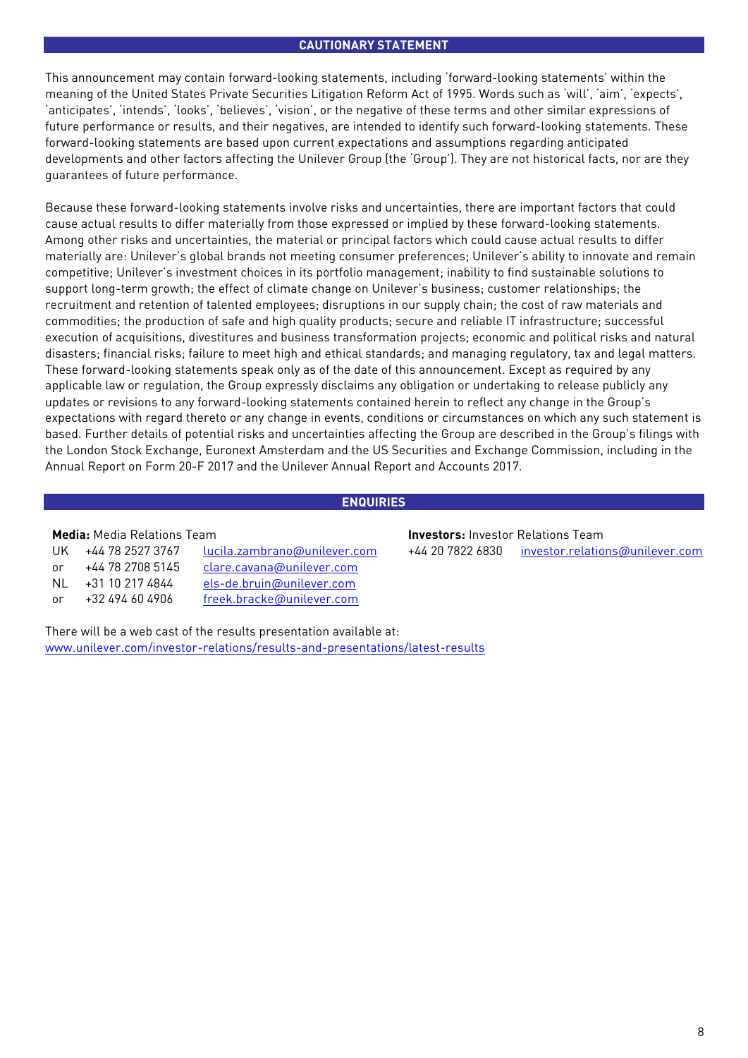## CAUTIONARY STATEMENT

This announcement may contain forward-looking statements, including 'forward-looking statements' within the meaning of the United States Private Securities Litigation Reform Act of 1995. Words such as 'will', 'aim', 'expects', 'anticipates', 'intends', 'looks', 'believes', 'vision', or the negative of these terms and other similar expressions of future performance or results, and their negatives, are intended to identify such forward-looking statements. These forward-looking statements are based upon current expectations and assumptions regarding anticipated developments and other factors affecting the Unilever Group (the 'Group'). They are not historical facts, nor are they guarantees of future performance.

Because these forward-looking statements involve risks and uncertainties, there are important factors that could cause actual results to differ materially from those expressed or implied by these forward-looking statements. Among other risks and uncertainties, the material or principal factors which could cause actual results to differ materially are: Unilever's global brands not meeting consumer preferences; Unilever's ability to innovate and remain competitive; Unilever's investment choices in its portfolio management; inability to find sustainable solutions to support long-term growth; the effect of climate change on Unilever's business; customer relationships; the recruitment and retention of talented employees; disruptions in our supply chain; the cost of raw materials and commodities; the production of safe and high quality products; secure and reliable IT infrastructure; successful execution of acquisitions, divestitures and business transformation projects; economic and political risks and natural disasters; financial risks; failure to meet high and ethical standards; and managing regulatory, tax and legal matters. These forward-looking statements speak only as of the date of this announcement. Except as required by any applicable law or regulation, the Group expressly disclaims any obligation or undertaking to release publicly any updates or revisions to any forward-looking statements contained herein to reflect any change in the Group's expectations with regard thereto or any change in events, conditions or circumstances on which any such statement is based. Further details of potential risks and uncertainties affecting the Group are described in the Group's filings with the London Stock Exchange, Euronext Amsterdam and the US Securities and Exchange Commission, including in the Annual Report on Form 20-F 2017 and the Unilever Annual Report and Accounts 2017.

## ENQUIRIES

**Media:** Media Relations Team

| | | |
|---|---|---|
| UK | +44 78 2527 3767 | lucila.zambrano@unilever.com |
| or | +44 78 2708 5145 | clare.cavana@unilever.com |
| NL | +31 10 217 4844 | els-de.bruin@unilever.com |
| or | +32 494 60 4906 | freek.bracke@unilever.com |

**Investors:** Investor Relations Team

+44 20 7822 6830 investor.relations@unilever.com

There will be a web cast of the results presentation available at:
www.unilever.com/investor-relations/results-and-presentations/latest-results